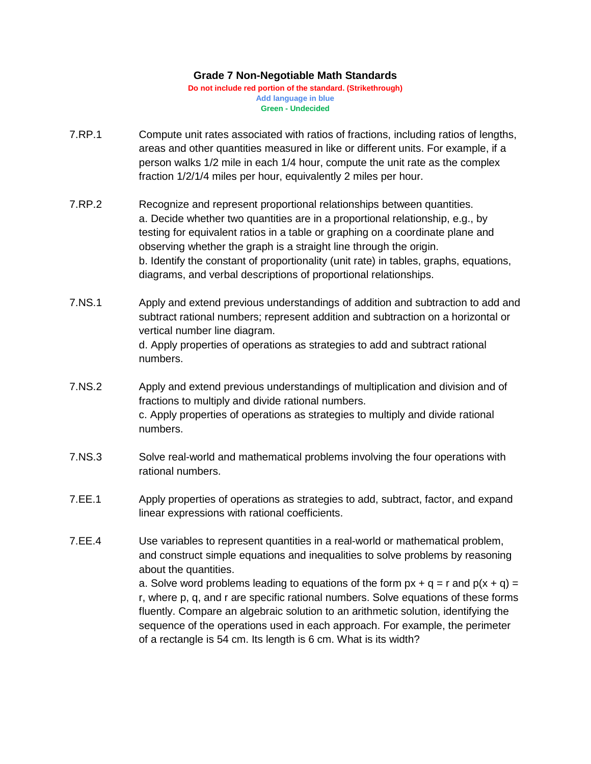# Grade 7 Non-Negotiable Math Standards

**Do not include red portion of the standard. (Strikethrough)**

**Add language in blue**

**Green - Undecided**

**7.RP.1** Compute unit rates associated with ratios of fractions, including ratios of lengths, areas and other quantities measured in like or different units. For example, if a person walks 1/2 mile in each 1/4 hour, compute the unit rate as the complex fraction 1/2/1/4 miles per hour, equivalently 2 miles per hour.

**7.RP.2** Recognize and represent proportional relationships between quantities.

a. Decide whether two quantities are in a proportional relationship, e.g., by testing for equivalent ratios in a table or graphing on a coordinate plane and observing whether the graph is a straight line through the origin.

b. Identify the constant of proportionality (unit rate) in tables, graphs, equations, diagrams, and verbal descriptions of proportional relationships.

**7.NS.1** Apply and extend previous understandings of addition and subtraction to add and subtract rational numbers; represent addition and subtraction on a horizontal or vertical number line diagram.

d. Apply properties of operations as strategies to add and subtract rational numbers.

**7.NS.2** Apply and extend previous understandings of multiplication and division and of fractions to multiply and divide rational numbers.

c. Apply properties of operations as strategies to multiply and divide rational numbers.

**7.NS.3** Solve real-world and mathematical problems involving the four operations with rational numbers.

**7.EE.1** Apply properties of operations as strategies to add, subtract, factor, and expand linear expressions with rational coefficients.

**7.EE.4** Use variables to represent quantities in a real-world or mathematical problem, and construct simple equations and inequalities to solve problems by reasoning about the quantities.

a. Solve word problems leading to equations of the form $px + q = r$ and $p(x + q) = r$, where $p$, $q$, and $r$ are specific rational numbers. Solve equations of these forms fluently. Compare an algebraic solution to an arithmetic solution, identifying the sequence of the operations used in each approach. For example, the perimeter of a rectangle is 54 cm. Its length is 6 cm. What is its width?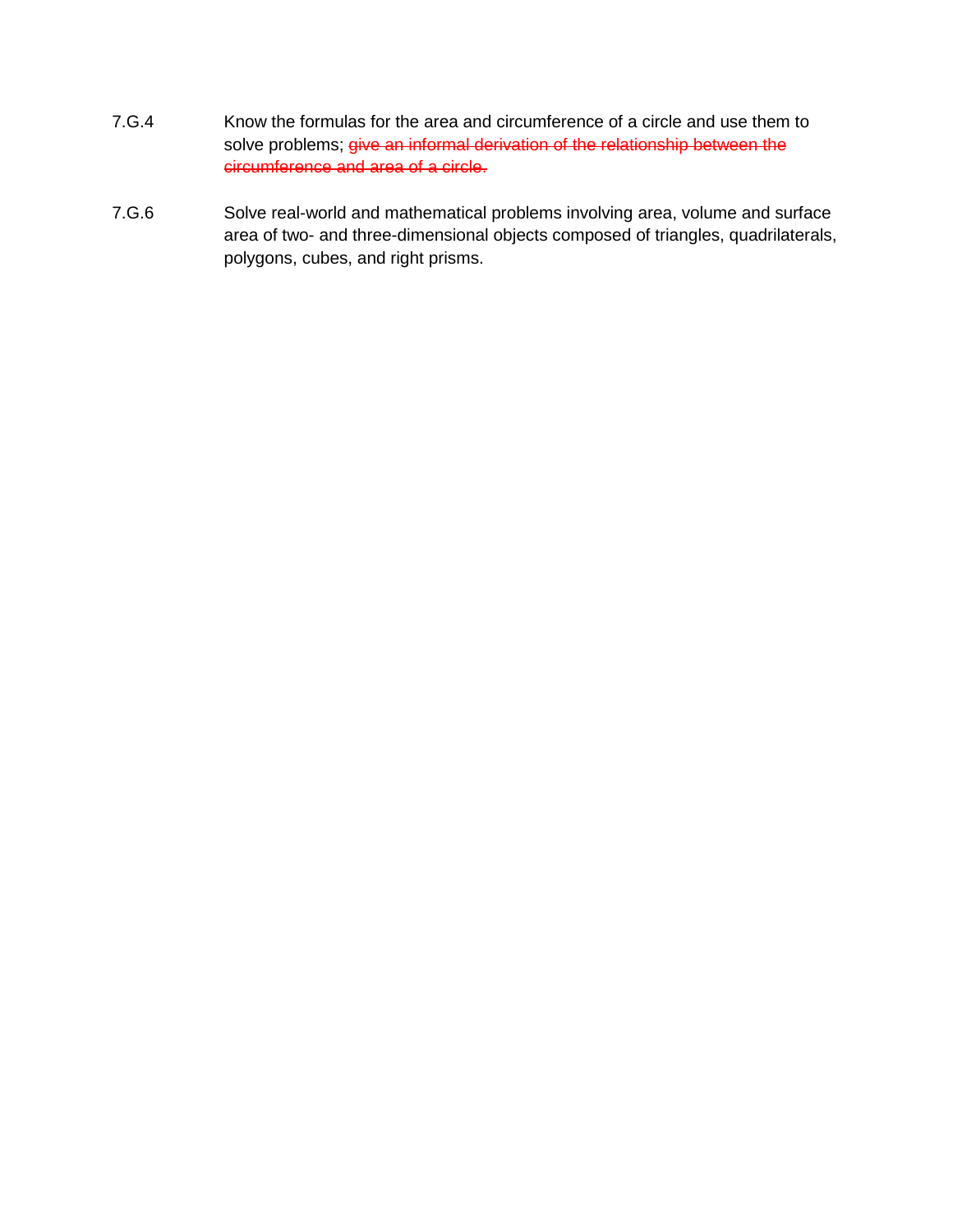7.G.4 Know the formulas for the area and circumference of a circle and use them to solve problems; ~~give an informal derivation of the relationship between the circumference and area of a circle.~~

7.G.6 Solve real-world and mathematical problems involving area, volume and surface area of two- and three-dimensional objects composed of triangles, quadrilaterals, polygons, cubes, and right prisms.